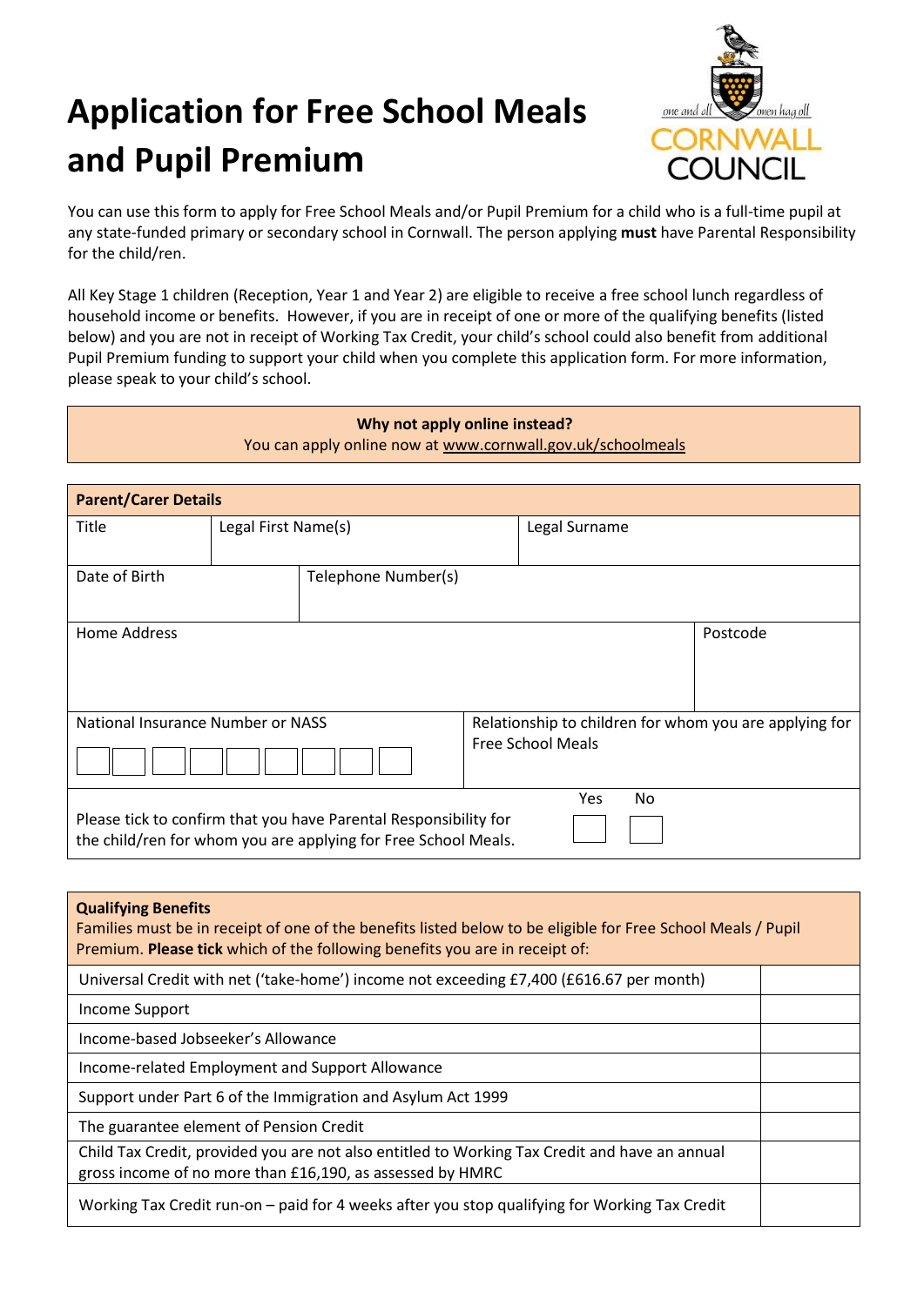# Application for Free School Meals and Pupil Premium

CORNWALL COUNCIL

You can use this form to apply for Free School Meals and/or Pupil Premium for a child who is a full-time pupil at any state-funded primary or secondary school in Cornwall. The person applying **must** have Parental Responsibility for the child/ren.

All Key Stage 1 children (Reception, Year 1 and Year 2) are eligible to receive a free school lunch regardless of household income or benefits. However, if you are in receipt of one or more of the qualifying benefits (listed below) and you are not in receipt of Working Tax Credit, your child's school could also benefit from additional Pupil Premium funding to support your child when you complete this application form. For more information, please speak to your child's school.

**Why not apply online instead?**
You can apply online now at www.cornwall.gov.uk/schoolmeals

| **Parent/Carer Details** | | |
|---|---|---|
| Title | Legal First Name(s) | Legal Surname |
| Date of Birth | Telephone Number(s) | |
| Home Address | | Postcode |
| National Insurance Number or NASS | Relationship to children for whom you are applying for Free School Meals | |
| Please tick to confirm that you have Parental Responsibility for the child/ren for whom you are applying for Free School Meals. | Yes ☐ | No ☐ |

| **Qualifying Benefits**<br>Families must be in receipt of one of the benefits listed below to be eligible for Free School Meals / Pupil Premium. **Please tick** which of the following benefits you are in receipt of: | |
|---|---|
| Universal Credit with net ('take-home') income not exceeding £7,400 (£616.67 per month) | |
| Income Support | |
| Income-based Jobseeker's Allowance | |
| Income-related Employment and Support Allowance | |
| Support under Part 6 of the Immigration and Asylum Act 1999 | |
| The guarantee element of Pension Credit | |
| Child Tax Credit, provided you are not also entitled to Working Tax Credit and have an annual gross income of no more than £16,190, as assessed by HMRC | |
| Working Tax Credit run-on – paid for 4 weeks after you stop qualifying for Working Tax Credit | |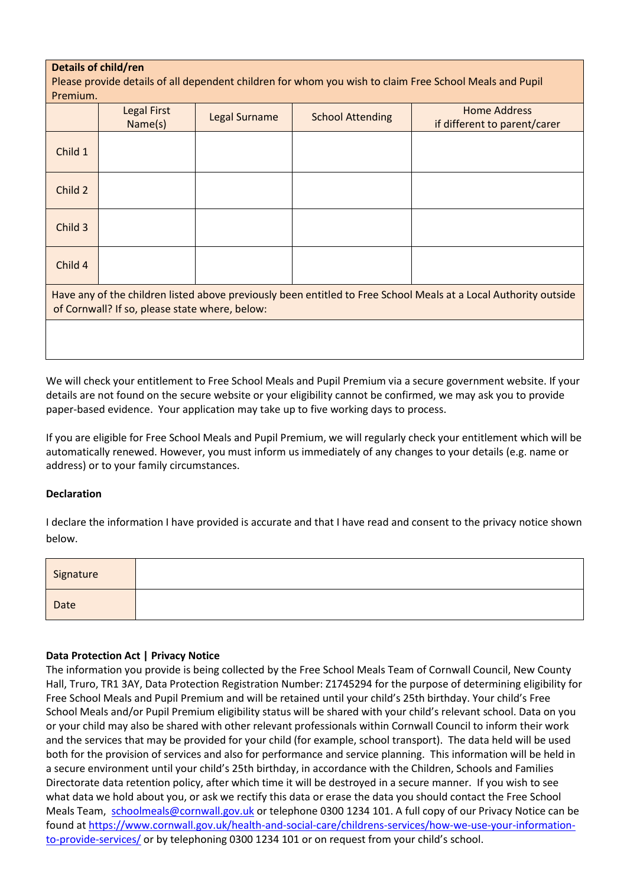**Details of child/ren**

Please provide details of all dependent children for whom you wish to claim Free School Meals and Pupil Premium.

| | Legal First Name(s) | Legal Surname | School Attending | Home Address if different to parent/carer |
|---|---|---|---|---|
| Child 1 | | | | |
| Child 2 | | | | |
| Child 3 | | | | |
| Child 4 | | | | |

Have any of the children listed above previously been entitled to Free School Meals at a Local Authority outside of Cornwall? If so, please state where, below:

We will check your entitlement to Free School Meals and Pupil Premium via a secure government website. If your details are not found on the secure website or your eligibility cannot be confirmed, we may ask you to provide paper-based evidence. Your application may take up to five working days to process.

If you are eligible for Free School Meals and Pupil Premium, we will regularly check your entitlement which will be automatically renewed. However, you must inform us immediately of any changes to your details (e.g. name or address) or to your family circumstances.

**Declaration**

I declare the information I have provided is accurate and that I have read and consent to the privacy notice shown below.

| | |
|---|---|
| Signature | |
| Date | |

**Data Protection Act | Privacy Notice**

The information you provide is being collected by the Free School Meals Team of Cornwall Council, New County Hall, Truro, TR1 3AY, Data Protection Registration Number: Z1745294 for the purpose of determining eligibility for Free School Meals and Pupil Premium and will be retained until your child's 25th birthday. Your child's Free School Meals and/or Pupil Premium eligibility status will be shared with your child's relevant school. Data on you or your child may also be shared with other relevant professionals within Cornwall Council to inform their work and the services that may be provided for your child (for example, school transport). The data held will be used both for the provision of services and also for performance and service planning. This information will be held in a secure environment until your child's 25th birthday, in accordance with the Children, Schools and Families Directorate data retention policy, after which time it will be destroyed in a secure manner. If you wish to see what data we hold about you, or ask we rectify this data or erase the data you should contact the Free School Meals Team, schoolmeals@cornwall.gov.uk or telephone 0300 1234 101. A full copy of our Privacy Notice can be found at https://www.cornwall.gov.uk/health-and-social-care/childrens-services/how-we-use-your-information-to-provide-services/ or by telephoning 0300 1234 101 or on request from your child's school.